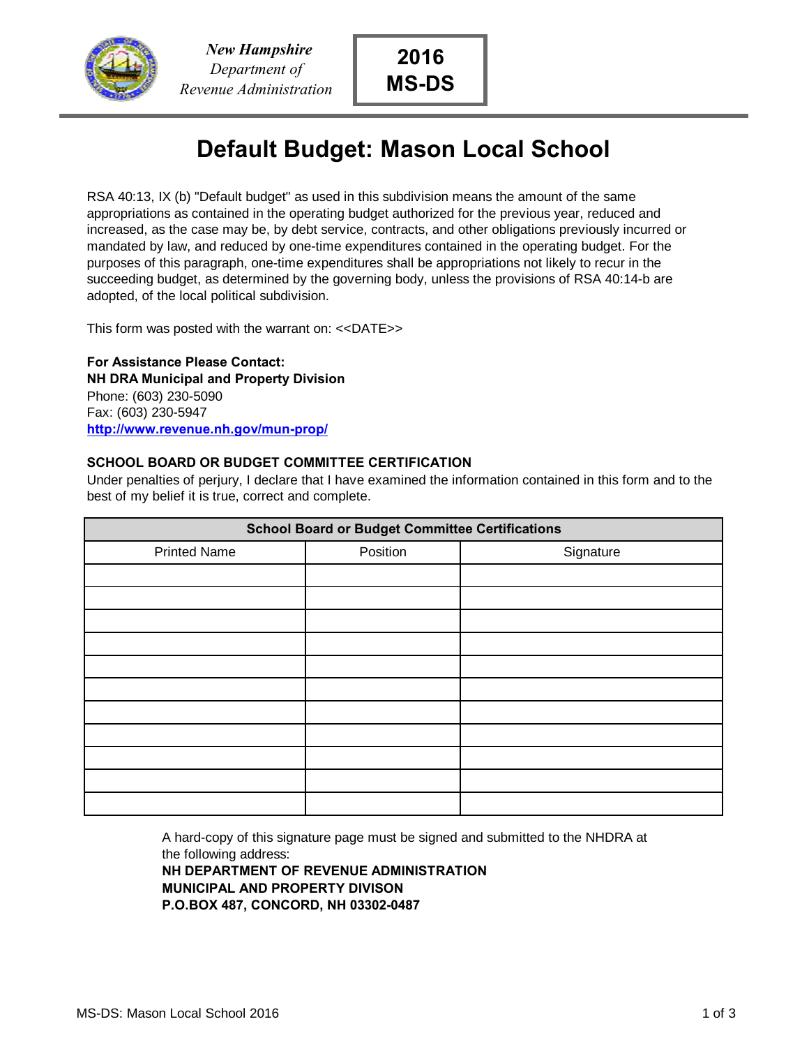*New Hampshire*
*Department of*
*Revenue Administration*

**2016**
**MS-DS**

# Default Budget: Mason Local School

RSA 40:13, IX (b) "Default budget" as used in this subdivision means the amount of the same appropriations as contained in the operating budget authorized for the previous year, reduced and increased, as the case may be, by debt service, contracts, and other obligations previously incurred or mandated by law, and reduced by one-time expenditures contained in the operating budget. For the purposes of this paragraph, one-time expenditures shall be appropriations not likely to recur in the succeeding budget, as determined by the governing body, unless the provisions of RSA 40:14-b are adopted, of the local political subdivision.

This form was posted with the warrant on: <<DATE>>

**For Assistance Please Contact:**
**NH DRA Municipal and Property Division**
Phone: (603) 230-5090
Fax: (603) 230-5947
[http://www.revenue.nh.gov/mun-prop/](http://www.revenue.nh.gov/mun-prop/)

**SCHOOL BOARD OR BUDGET COMMITTEE CERTIFICATION**

Under penalties of perjury, I declare that I have examined the information contained in this form and to the best of my belief it is true, correct and complete.

| School Board or Budget Committee Certifications | | |
|---|---|---|
| Printed Name | Position | Signature |
| | | |
| | | |
| | | |
| | | |
| | | |
| | | |
| | | |
| | | |
| | | |
| | | |
| | | |

A hard-copy of this signature page must be signed and submitted to the NHDRA at the following address:
**NH DEPARTMENT OF REVENUE ADMINISTRATION**
**MUNICIPAL AND PROPERTY DIVISON**
**P.O.BOX 487, CONCORD, NH 03302-0487**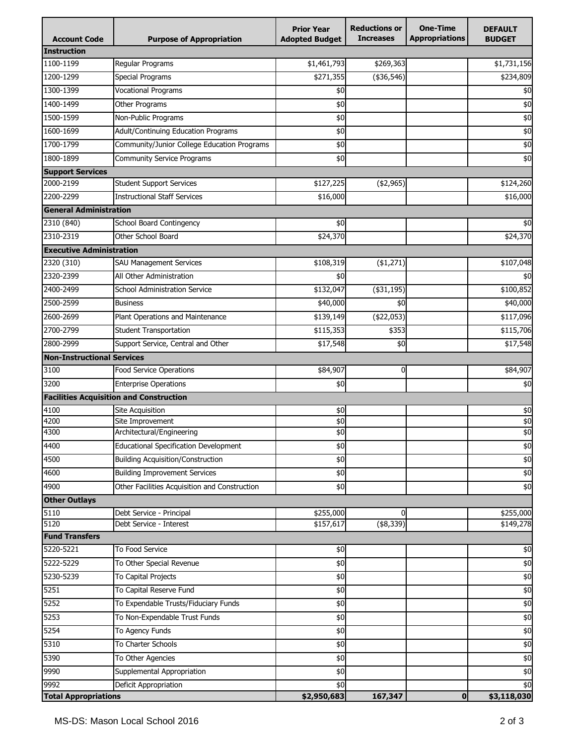| Account Code | Purpose of Appropriation | Prior Year Adopted Budget | Reductions or Increases | One-Time Appropriations | DEFAULT BUDGET |
|---|---|---|---|---|---|
| **Instruction** | | | | | |
| 1100-1199 | Regular Programs | $1,461,793 | $269,363 | | $1,731,156 |
| 1200-1299 | Special Programs | $271,355 | ($36,546) | | $234,809 |
| 1300-1399 | Vocational Programs | $0 | | | $0 |
| 1400-1499 | Other Programs | $0 | | | $0 |
| 1500-1599 | Non-Public Programs | $0 | | | $0 |
| 1600-1699 | Adult/Continuing Education Programs | $0 | | | $0 |
| 1700-1799 | Community/Junior College Education Programs | $0 | | | $0 |
| 1800-1899 | Community Service Programs | $0 | | | $0 |
| **Support Services** | | | | | |
| 2000-2199 | Student Support Services | $127,225 | ($2,965) | | $124,260 |
| 2200-2299 | Instructional Staff Services | $16,000 | | | $16,000 |
| **General Administration** | | | | | |
| 2310 (840) | School Board Contingency | $0 | | | $0 |
| 2310-2319 | Other School Board | $24,370 | | | $24,370 |
| **Executive Administration** | | | | | |
| 2320 (310) | SAU Management Services | $108,319 | ($1,271) | | $107,048 |
| 2320-2399 | All Other Administration | $0 | | | $0 |
| 2400-2499 | School Administration Service | $132,047 | ($31,195) | | $100,852 |
| 2500-2599 | Business | $40,000 | $0 | | $40,000 |
| 2600-2699 | Plant Operations and Maintenance | $139,149 | ($22,053) | | $117,096 |
| 2700-2799 | Student Transportation | $115,353 | $353 | | $115,706 |
| 2800-2999 | Support Service, Central and Other | $17,548 | $0 | | $17,548 |
| **Non-Instructional Services** | | | | | |
| 3100 | Food Service Operations | $84,907 | 0 | | $84,907 |
| 3200 | Enterprise Operations | $0 | | | $0 |
| **Facilities Acquisition and Construction** | | | | | |
| 4100 | Site Acquisition | $0 | | | $0 |
| 4200 | Site Improvement | $0 | | | $0 |
| 4300 | Architectural/Engineering | $0 | | | $0 |
| 4400 | Educational Specification Development | $0 | | | $0 |
| 4500 | Building Acquisition/Construction | $0 | | | $0 |
| 4600 | Building Improvement Services | $0 | | | $0 |
| 4900 | Other Facilities Acquisition and Construction | $0 | | | $0 |
| **Other Outlays** | | | | | |
| 5110 | Debt Service - Principal | $255,000 | 0 | | $255,000 |
| 5120 | Debt Service - Interest | $157,617 | ($8,339) | | $149,278 |
| **Fund Transfers** | | | | | |
| 5220-5221 | To Food Service | $0 | | | $0 |
| 5222-5229 | To Other Special Revenue | $0 | | | $0 |
| 5230-5239 | To Capital Projects | $0 | | | $0 |
| 5251 | To Capital Reserve Fund | $0 | | | $0 |
| 5252 | To Expendable Trusts/Fiduciary Funds | $0 | | | $0 |
| 5253 | To Non-Expendable Trust Funds | $0 | | | $0 |
| 5254 | To Agency Funds | $0 | | | $0 |
| 5310 | To Charter Schools | $0 | | | $0 |
| 5390 | To Other Agencies | $0 | | | $0 |
| 9990 | Supplemental Appropriation | $0 | | | $0 |
| 9992 | Deficit Appropriation | $0 | | | $0 |
| **Total Appropriations** | | **$2,950,683** | **167,347** | **0** | **$3,118,030** |

MS-DS: Mason Local School 2016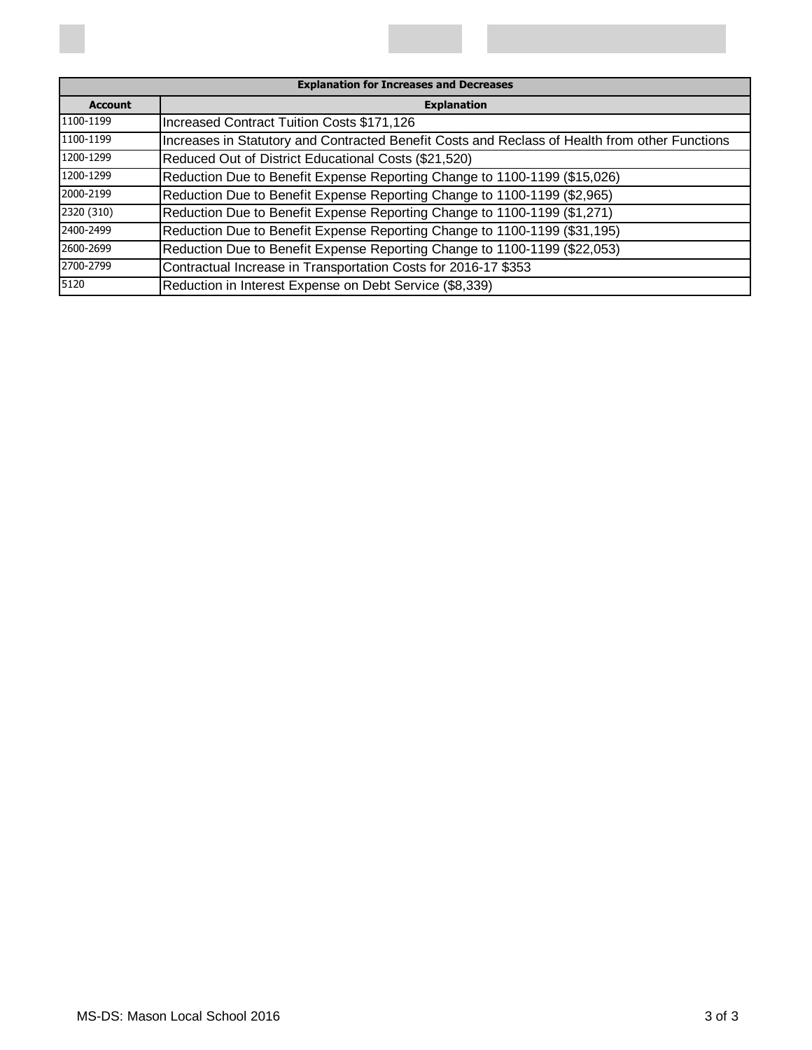| Explanation for Increases and Decreases | |
|---|---|
| **Account** | **Explanation** |
| 1100-1199 | Increased Contract Tuition Costs $171,126 |
| 1100-1199 | Increases in Statutory and Contracted Benefit Costs and Reclass of Health from other Functions |
| 1200-1299 | Reduced Out of District Educational Costs ($21,520) |
| 1200-1299 | Reduction Due to Benefit Expense Reporting Change to 1100-1199 ($15,026) |
| 2000-2199 | Reduction Due to Benefit Expense Reporting Change to 1100-1199 ($2,965) |
| 2320 (310) | Reduction Due to Benefit Expense Reporting Change to 1100-1199 ($1,271) |
| 2400-2499 | Reduction Due to Benefit Expense Reporting Change to 1100-1199 ($31,195) |
| 2600-2699 | Reduction Due to Benefit Expense Reporting Change to 1100-1199 ($22,053) |
| 2700-2799 | Contractual Increase in Transportation Costs for 2016-17 $353 |
| 5120 | Reduction in Interest Expense on Debt Service ($8,339) |